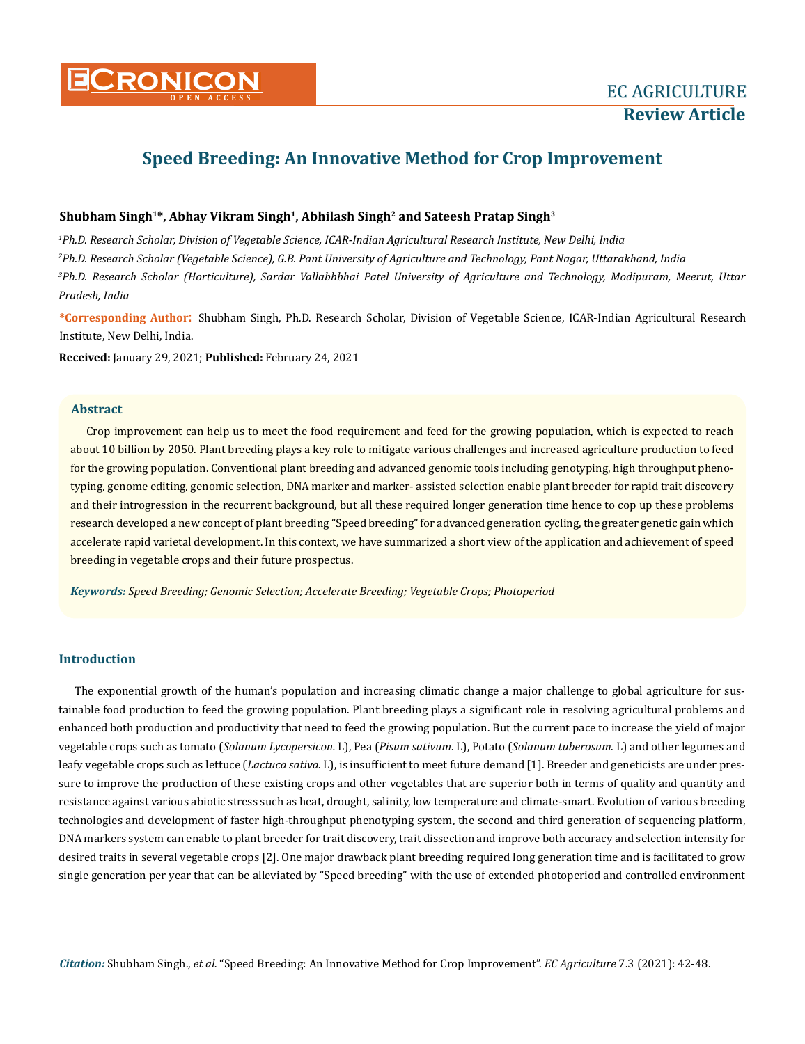# Speed Breeding: An Innovative Method for Crop Improvement

**Shubham Singh[1]*, Abhay Vikram Singh[1], Abhilash Singh[2] and Sateesh Pratap Singh[3]**

*[1]Ph.D. Research Scholar, Division of Vegetable Science, ICAR-Indian Agricultural Research Institute, New Delhi, India*

*[2]Ph.D. Research Scholar (Vegetable Science), G.B. Pant University of Agriculture and Technology, Pant Nagar, Uttarakhand, India*

*[3]Ph.D. Research Scholar (Horticulture), Sardar Vallabhbhai Patel University of Agriculture and Technology, Modipuram, Meerut, Uttar Pradesh, India*

**\*Corresponding Author:** Shubham Singh, Ph.D. Research Scholar, Division of Vegetable Science, ICAR-Indian Agricultural Research Institute, New Delhi, India.

**Received:** January 29, 2021; **Published:** February 24, 2021

## Abstract

Crop improvement can help us to meet the food requirement and feed for the growing population, which is expected to reach about 10 billion by 2050. Plant breeding plays a key role to mitigate various challenges and increased agriculture production to feed for the growing population. Conventional plant breeding and advanced genomic tools including genotyping, high throughput phenotyping, genome editing, genomic selection, DNA marker and marker- assisted selection enable plant breeder for rapid trait discovery and their introgression in the recurrent background, but all these required longer generation time hence to cop up these problems research developed a new concept of plant breeding "Speed breeding" for advanced generation cycling, the greater genetic gain which accelerate rapid varietal development. In this context, we have summarized a short view of the application and achievement of speed breeding in vegetable crops and their future prospectus.

***Keywords:*** *Speed Breeding; Genomic Selection; Accelerate Breeding; Vegetable Crops; Photoperiod*

## Introduction

The exponential growth of the human's population and increasing climatic change a major challenge to global agriculture for sustainable food production to feed the growing population. Plant breeding plays a significant role in resolving agricultural problems and enhanced both production and productivity that need to feed the growing population. But the current pace to increase the yield of major vegetable crops such as tomato (*Solanum Lycopersicon.* L), Pea (*Pisum sativum*. L), Potato (*Solanum tuberosum*. L) and other legumes and leafy vegetable crops such as lettuce (*Lactuca sativa*. L), is insufficient to meet future demand [1]. Breeder and geneticists are under pressure to improve the production of these existing crops and other vegetables that are superior both in terms of quality and quantity and resistance against various abiotic stress such as heat, drought, salinity, low temperature and climate-smart. Evolution of various breeding technologies and development of faster high-throughput phenotyping system, the second and third generation of sequencing platform, DNA markers system can enable to plant breeder for trait discovery, trait dissection and improve both accuracy and selection intensity for desired traits in several vegetable crops [2]. One major drawback plant breeding required long generation time and is facilitated to grow single generation per year that can be alleviated by "Speed breeding" with the use of extended photoperiod and controlled environment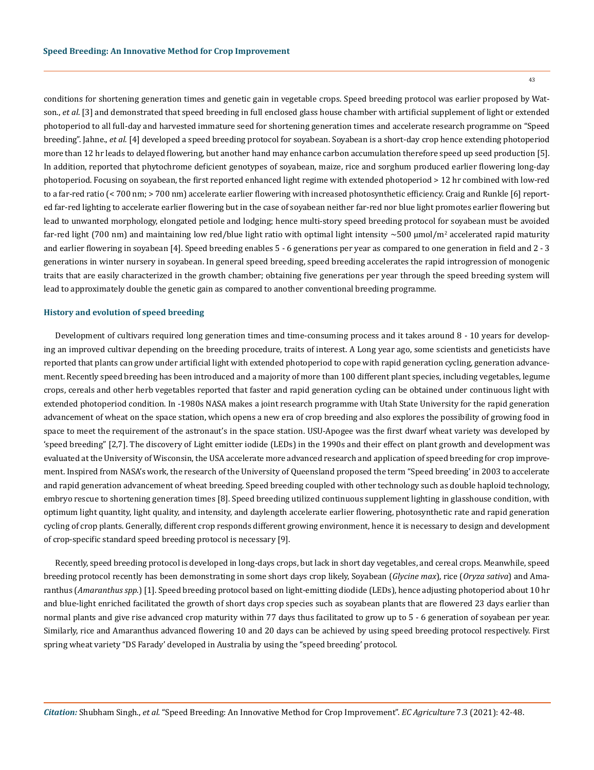conditions for shortening generation times and genetic gain in vegetable crops. Speed breeding protocol was earlier proposed by Watson., *et al*. [3] and demonstrated that speed breeding in full enclosed glass house chamber with artificial supplement of light or extended photoperiod to all full-day and harvested immature seed for shortening generation times and accelerate research programme on "Speed breeding". Jahne., *et al*. [4] developed a speed breeding protocol for soyabean. Soyabean is a short-day crop hence extending photoperiod more than 12 hr leads to delayed flowering, but another hand may enhance carbon accumulation therefore speed up seed production [5]. In addition, reported that phytochrome deficient genotypes of soyabean, maize, rice and sorghum produced earlier flowering long-day photoperiod. Focusing on soyabean, the first reported enhanced light regime with extended photoperiod > 12 hr combined with low-red to a far-red ratio (< 700 nm; > 700 nm) accelerate earlier flowering with increased photosynthetic efficiency. Craig and Runkle [6] reported far-red lighting to accelerate earlier flowering but in the case of soyabean neither far-red nor blue light promotes earlier flowering but lead to unwanted morphology, elongated petiole and lodging; hence multi-story speed breeding protocol for soyabean must be avoided far-red light (700 nm) and maintaining low red/blue light ratio with optimal light intensity ~500 μmol/m$^2$ accelerated rapid maturity and earlier flowering in soyabean [4]. Speed breeding enables 5 - 6 generations per year as compared to one generation in field and 2 - 3 generations in winter nursery in soyabean. In general speed breeding, speed breeding accelerates the rapid introgression of monogenic traits that are easily characterized in the growth chamber; obtaining five generations per year through the speed breeding system will lead to approximately double the genetic gain as compared to another conventional breeding programme.

## History and evolution of speed breeding

Development of cultivars required long generation times and time-consuming process and it takes around 8 - 10 years for developing an improved cultivar depending on the breeding procedure, traits of interest. A Long year ago, some scientists and geneticists have reported that plants can grow under artificial light with extended photoperiod to cope with rapid generation cycling, generation advancement. Recently speed breeding has been introduced and a majority of more than 100 different plant species, including vegetables, legume crops, cereals and other herb vegetables reported that faster and rapid generation cycling can be obtained under continuous light with extended photoperiod condition. In -1980s NASA makes a joint research programme with Utah State University for the rapid generation advancement of wheat on the space station, which opens a new era of crop breeding and also explores the possibility of growing food in space to meet the requirement of the astronaut's in the space station. USU-Apogee was the first dwarf wheat variety was developed by 'speed breeding" [2,7]. The discovery of Light emitter iodide (LEDs) in the 1990s and their effect on plant growth and development was evaluated at the University of Wisconsin, the USA accelerate more advanced research and application of speed breeding for crop improvement. Inspired from NASA's work, the research of the University of Queensland proposed the term "Speed breeding' in 2003 to accelerate and rapid generation advancement of wheat breeding. Speed breeding coupled with other technology such as double haploid technology, embryo rescue to shortening generation times [8]. Speed breeding utilized continuous supplement lighting in glasshouse condition, with optimum light quantity, light quality, and intensity, and daylength accelerate earlier flowering, photosynthetic rate and rapid generation cycling of crop plants. Generally, different crop responds different growing environment, hence it is necessary to design and development of crop-specific standard speed breeding protocol is necessary [9].

Recently, speed breeding protocol is developed in long-days crops, but lack in short day vegetables, and cereal crops. Meanwhile, speed breeding protocol recently has been demonstrating in some short days crop likely, Soyabean (*Glycine max*), rice (*Oryza sativa*) and Amaranthus (*Amaranthus spp.*) [1]. Speed breeding protocol based on light-emitting diodide (LEDs), hence adjusting photoperiod about 10 hr and blue-light enriched facilitated the growth of short days crop species such as soyabean plants that are flowered 23 days earlier than normal plants and give rise advanced crop maturity within 77 days thus facilitated to grow up to 5 - 6 generation of soyabean per year. Similarly, rice and Amaranthus advanced flowering 10 and 20 days can be achieved by using speed breeding protocol respectively. First spring wheat variety "DS Farady' developed in Australia by using the "speed breeding' protocol.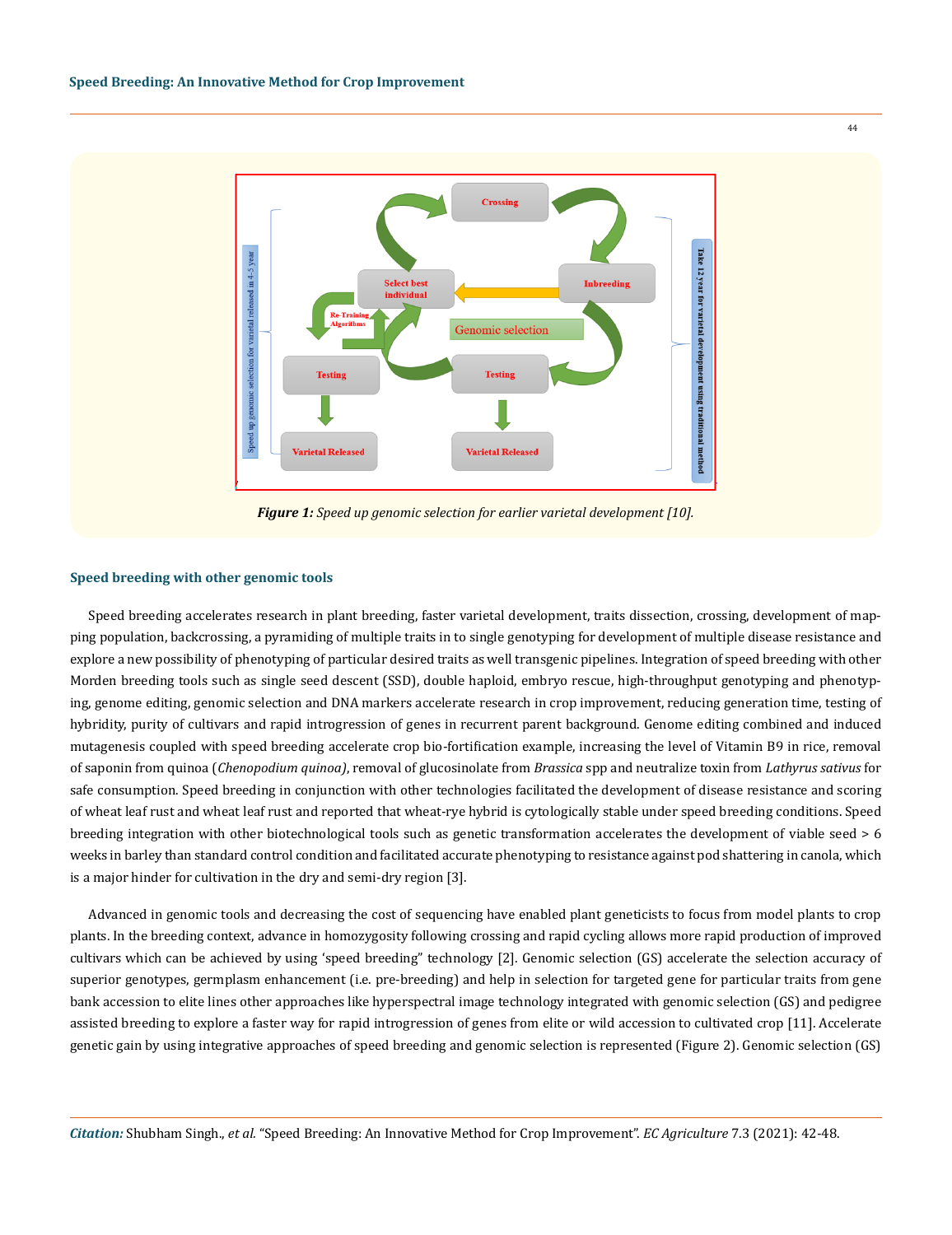Figure 1: Speed up genomic selection for earlier varietal development [10].

## Speed breeding with other genomic tools

Speed breeding accelerates research in plant breeding, faster varietal development, traits dissection, crossing, development of mapping population, backcrossing, a pyramiding of multiple traits in to single genotyping for development of multiple disease resistance and explore a new possibility of phenotyping of particular desired traits as well transgenic pipelines. Integration of speed breeding with other Morden breeding tools such as single seed descent (SSD), double haploid, embryo rescue, high-throughput genotyping and phenotyping, genome editing, genomic selection and DNA markers accelerate research in crop improvement, reducing generation time, testing of hybridity, purity of cultivars and rapid introgression of genes in recurrent parent background. Genome editing combined and induced mutagenesis coupled with speed breeding accelerate crop bio-fortification example, increasing the level of Vitamin B9 in rice, removal of saponin from quinoa (*Chenopodium quinoa)*, removal of glucosinolate from *Brassica* spp and neutralize toxin from *Lathyrus sativus* for safe consumption. Speed breeding in conjunction with other technologies facilitated the development of disease resistance and scoring of wheat leaf rust and wheat leaf rust and reported that wheat-rye hybrid is cytologically stable under speed breeding conditions. Speed breeding integration with other biotechnological tools such as genetic transformation accelerates the development of viable seed > 6 weeks in barley than standard control condition and facilitated accurate phenotyping to resistance against pod shattering in canola, which is a major hinder for cultivation in the dry and semi-dry region [3].

Advanced in genomic tools and decreasing the cost of sequencing have enabled plant geneticists to focus from model plants to crop plants. In the breeding context, advance in homozygosity following crossing and rapid cycling allows more rapid production of improved cultivars which can be achieved by using 'speed breeding" technology [2]. Genomic selection (GS) accelerate the selection accuracy of superior genotypes, germplasm enhancement (i.e. pre-breeding) and help in selection for targeted gene for particular traits from gene bank accession to elite lines other approaches like hyperspectral image technology integrated with genomic selection (GS) and pedigree assisted breeding to explore a faster way for rapid introgression of genes from elite or wild accession to cultivated crop [11]. Accelerate genetic gain by using integrative approaches of speed breeding and genomic selection is represented (Figure 2). Genomic selection (GS)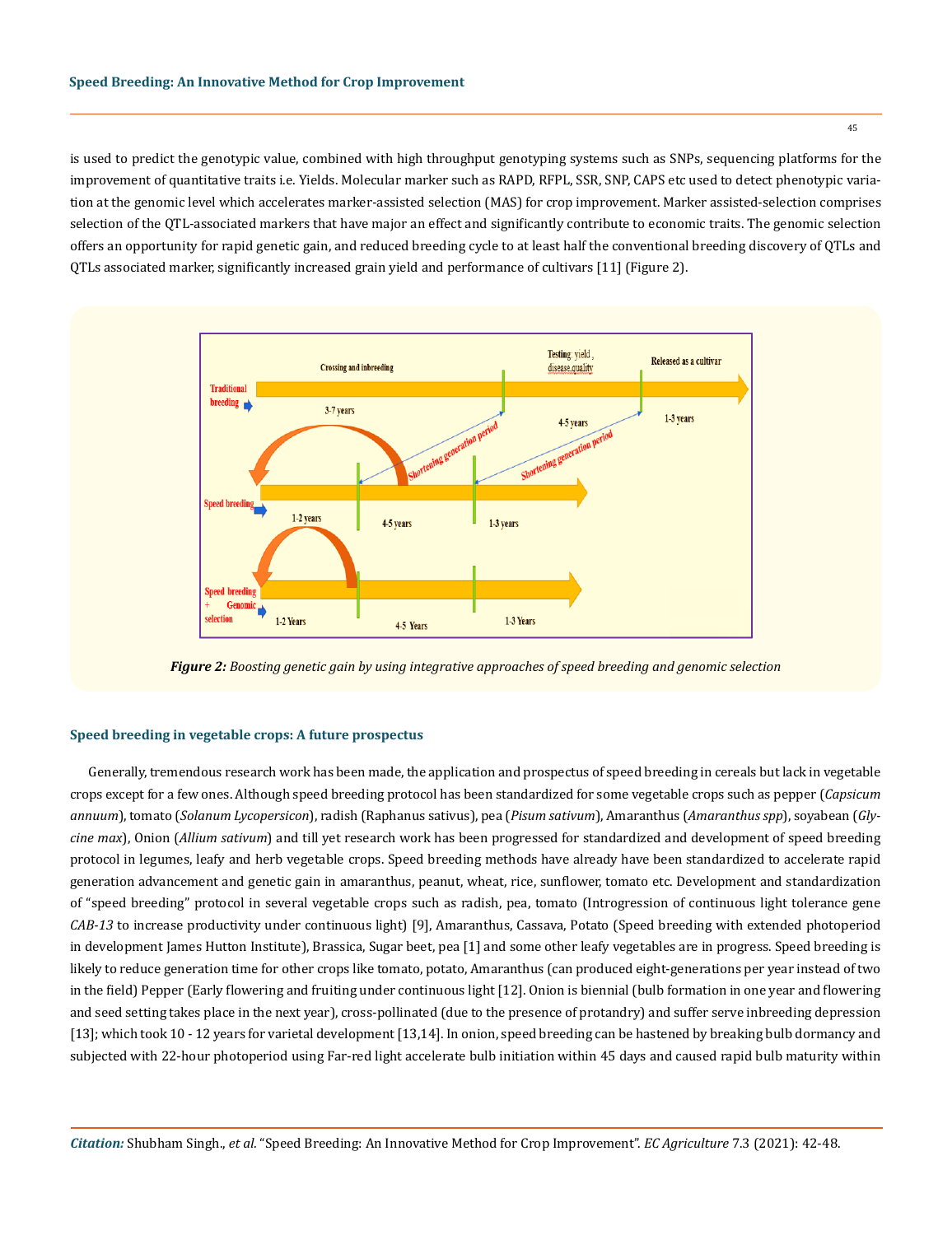is used to predict the genotypic value, combined with high throughput genotyping systems such as SNPs, sequencing platforms for the improvement of quantitative traits i.e. Yields. Molecular marker such as RAPD, RFPL, SSR, SNP, CAPS etc used to detect phenotypic variation at the genomic level which accelerates marker-assisted selection (MAS) for crop improvement. Marker assisted-selection comprises selection of the QTL-associated markers that have major an effect and significantly contribute to economic traits. The genomic selection offers an opportunity for rapid genetic gain, and reduced breeding cycle to at least half the conventional breeding discovery of QTLs and QTLs associated marker, significantly increased grain yield and performance of cultivars [11] (Figure 2).

***Figure 2:*** *Boosting genetic gain by using integrative approaches of speed breeding and genomic selection*

### Speed breeding in vegetable crops: A future prospectus

Generally, tremendous research work has been made, the application and prospectus of speed breeding in cereals but lack in vegetable crops except for a few ones. Although speed breeding protocol has been standardized for some vegetable crops such as pepper (*Capsicum annuum*), tomato (*Solanum Lycopersicon*), radish (Raphanus sativus), pea (*Pisum sativum*), Amaranthus (*Amaranthus spp*), soyabean (*Glycine max*), Onion (*Allium sativum*) and till yet research work has been progressed for standardized and development of speed breeding protocol in legumes, leafy and herb vegetable crops. Speed breeding methods have already have been standardized to accelerate rapid generation advancement and genetic gain in amaranthus, peanut, wheat, rice, sunflower, tomato etc. Development and standardization of "speed breeding" protocol in several vegetable crops such as radish, pea, tomato (Introgression of continuous light tolerance gene *CAB-13* to increase productivity under continuous light) [9], Amaranthus, Cassava, Potato (Speed breeding with extended photoperiod in development James Hutton Institute), Brassica, Sugar beet, pea [1] and some other leafy vegetables are in progress. Speed breeding is likely to reduce generation time for other crops like tomato, potato, Amaranthus (can produced eight-generations per year instead of two in the field) Pepper (Early flowering and fruiting under continuous light [12]. Onion is biennial (bulb formation in one year and flowering and seed setting takes place in the next year), cross-pollinated (due to the presence of protandry) and suffer serve inbreeding depression [13]; which took 10 - 12 years for varietal development [13,14]. In onion, speed breeding can be hastened by breaking bulb dormancy and subjected with 22-hour photoperiod using Far-red light accelerate bulb initiation within 45 days and caused rapid bulb maturity within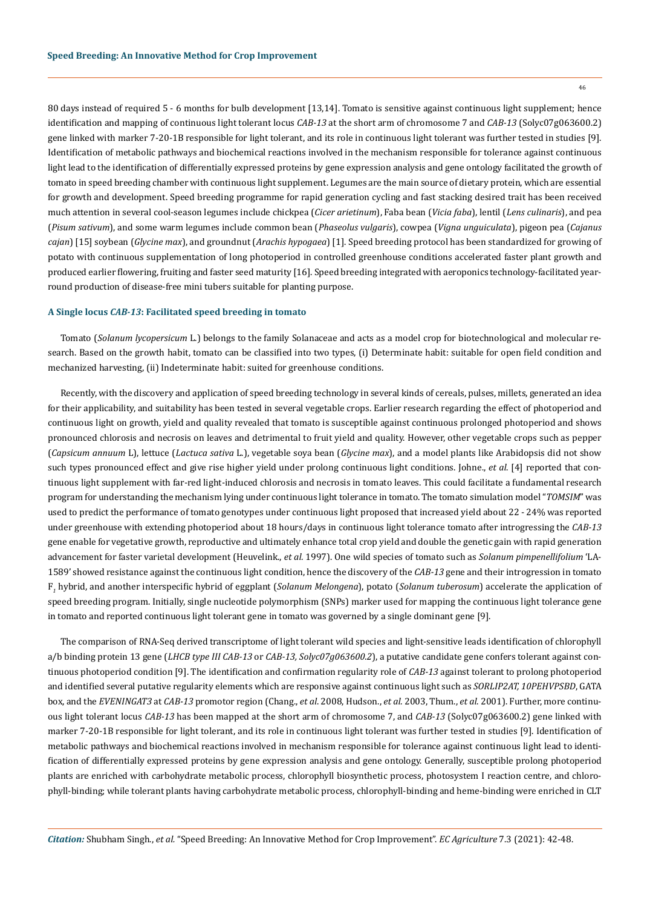80 days instead of required 5 - 6 months for bulb development [13,14]. Tomato is sensitive against continuous light supplement; hence identification and mapping of continuous light tolerant locus *CAB-13* at the short arm of chromosome 7 and *CAB-13* (Solyc07g063600.2) gene linked with marker 7-20-1B responsible for light tolerant, and its role in continuous light tolerant was further tested in studies [9]. Identification of metabolic pathways and biochemical reactions involved in the mechanism responsible for tolerance against continuous light lead to the identification of differentially expressed proteins by gene expression analysis and gene ontology facilitated the growth of tomato in speed breeding chamber with continuous light supplement. Legumes are the main source of dietary protein, which are essential for growth and development. Speed breeding programme for rapid generation cycling and fast stacking desired trait has been received much attention in several cool-season legumes include chickpea (*Cicer arietinum*), Faba bean (*Vicia faba*), lentil (*Lens culinaris*), and pea (*Pisum sativum*), and some warm legumes include common bean (*Phaseolus vulgaris*), cowpea (*Vigna unguiculata*), pigeon pea (*Cajanus cajan*) [15] soybean (*Glycine max*), and groundnut (*Arachis hypogaea*) [1]. Speed breeding protocol has been standardized for growing of potato with continuous supplementation of long photoperiod in controlled greenhouse conditions accelerated faster plant growth and produced earlier flowering, fruiting and faster seed maturity [16]. Speed breeding integrated with aeroponics technology-facilitated year-round production of disease-free mini tubers suitable for planting purpose.

### A Single locus *CAB-13*: Facilitated speed breeding in tomato

Tomato (*Solanum lycopersicum* L.) belongs to the family Solanaceae and acts as a model crop for biotechnological and molecular research. Based on the growth habit, tomato can be classified into two types, (i) Determinate habit: suitable for open field condition and mechanized harvesting, (ii) Indeterminate habit: suited for greenhouse conditions.

Recently, with the discovery and application of speed breeding technology in several kinds of cereals, pulses, millets, generated an idea for their applicability, and suitability has been tested in several vegetable crops. Earlier research regarding the effect of photoperiod and continuous light on growth, yield and quality revealed that tomato is susceptible against continuous prolonged photoperiod and shows pronounced chlorosis and necrosis on leaves and detrimental to fruit yield and quality. However, other vegetable crops such as pepper (*Capsicum annuum* L), lettuce (*Lactuca sativa* L.), vegetable soya bean (*Glycine max*), and a model plants like Arabidopsis did not show such types pronounced effect and give rise higher yield under prolong continuous light conditions. Johne., *et al.* [4] reported that continuous light supplement with far-red light-induced chlorosis and necrosis in tomato leaves. This could facilitate a fundamental research program for understanding the mechanism lying under continuous light tolerance in tomato. The tomato simulation model "*TOMSIM*" was used to predict the performance of tomato genotypes under continuous light proposed that increased yield about 22 - 24% was reported under greenhouse with extending photoperiod about 18 hours/days in continuous light tolerance tomato after introgressing the *CAB-13* gene enable for vegetative growth, reproductive and ultimately enhance total crop yield and double the genetic gain with rapid generation advancement for faster varietal development (Heuvelink., *et al.* 1997). One wild species of tomato such as *Solanum pimpenellifolium* 'LA-1589' showed resistance against the continuous light condition, hence the discovery of the *CAB-13* gene and their introgression in tomato $F_1$ hybrid, and another interspecific hybrid of eggplant (*Solanum Melongena*), potato (*Solanum tuberosum*) accelerate the application of speed breeding program. Initially, single nucleotide polymorphism (SNPs) marker used for mapping the continuous light tolerance gene in tomato and reported continuous light tolerant gene in tomato was governed by a single dominant gene [9].

The comparison of RNA-Seq derived transcriptome of light tolerant wild species and light-sensitive leads identification of chlorophyll a/b binding protein 13 gene (*LHCB type III CAB-13* or *CAB-13, Solyc07g063600.2*), a putative candidate gene confers tolerant against continuous photoperiod condition [9]. The identification and confirmation regularity role of *CAB-13* against tolerant to prolong photoperiod and identified several putative regularity elements which are responsive against continuous light such as *SORLIP2AT, 10PEHVPSBD*, GATA box, and the *EVENINGAT3* at *CAB-13* promotor region (Chang., *et al.* 2008, Hudson., *et al.* 2003, Thum., *et al.* 2001). Further, more continuous light tolerant locus *CAB-13* has been mapped at the short arm of chromosome 7, and *CAB-13* (Solyc07g063600.2) gene linked with marker 7-20-1B responsible for light tolerant, and its role in continuous light tolerant was further tested in studies [9]. Identification of metabolic pathways and biochemical reactions involved in mechanism responsible for tolerance against continuous light lead to identification of differentially expressed proteins by gene expression analysis and gene ontology. Generally, susceptible prolong photoperiod plants are enriched with carbohydrate metabolic process, chlorophyll biosynthetic process, photosystem I reaction centre, and chlorophyll-binding; while tolerant plants having carbohydrate metabolic process, chlorophyll-binding and heme-binding were enriched in CLT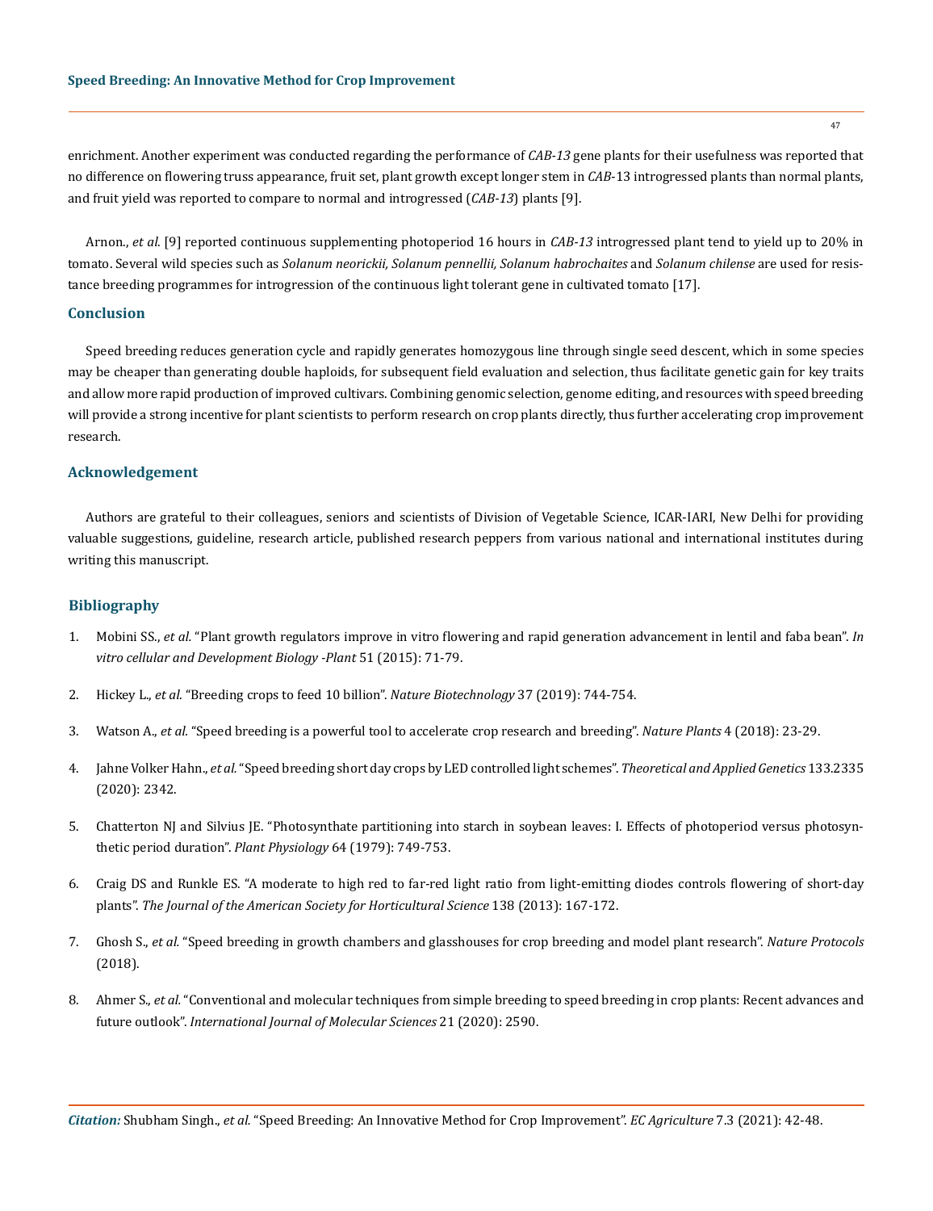enrichment. Another experiment was conducted regarding the performance of *CAB-13* gene plants for their usefulness was reported that no difference on flowering truss appearance, fruit set, plant growth except longer stem in *CAB*-13 introgressed plants than normal plants, and fruit yield was reported to compare to normal and introgressed (*CAB-13*) plants [9].

Arnon., *et al.* [9] reported continuous supplementing photoperiod 16 hours in *CAB-13* introgressed plant tend to yield up to 20% in tomato. Several wild species such as *Solanum neorickii, Solanum pennellii, Solanum habrochaites* and *Solanum chilense* are used for resistance breeding programmes for introgression of the continuous light tolerant gene in cultivated tomato [17].

## Conclusion

Speed breeding reduces generation cycle and rapidly generates homozygous line through single seed descent, which in some species may be cheaper than generating double haploids, for subsequent field evaluation and selection, thus facilitate genetic gain for key traits and allow more rapid production of improved cultivars. Combining genomic selection, genome editing, and resources with speed breeding will provide a strong incentive for plant scientists to perform research on crop plants directly, thus further accelerating crop improvement research.

## Acknowledgement

Authors are grateful to their colleagues, seniors and scientists of Division of Vegetable Science, ICAR-IARI, New Delhi for providing valuable suggestions, guideline, research article, published research peppers from various national and international institutes during writing this manuscript.

## Bibliography

1. Mobini SS., *et al.* "Plant growth regulators improve in vitro flowering and rapid generation advancement in lentil and faba bean". *In vitro cellular and Development Biology -Plant* 51 (2015): 71-79.
2. Hickey L., *et al.* "Breeding crops to feed 10 billion". *Nature Biotechnology* 37 (2019): 744-754.
3. Watson A., *et al.* "Speed breeding is a powerful tool to accelerate crop research and breeding". *Nature Plants* 4 (2018): 23-29.
4. Jahne Volker Hahn., *et al.* "Speed breeding short day crops by LED controlled light schemes". *Theoretical and Applied Genetics* 133.2335 (2020): 2342.
5. Chatterton NJ and Silvius JE. "Photosynthate partitioning into starch in soybean leaves: I. Effects of photoperiod versus photosynthetic period duration". *Plant Physiology* 64 (1979): 749-753.
6. Craig DS and Runkle ES. "A moderate to high red to far-red light ratio from light-emitting diodes controls flowering of short-day plants". *The Journal of the American Society for Horticultural Science* 138 (2013): 167-172.
7. Ghosh S., *et al.* "Speed breeding in growth chambers and glasshouses for crop breeding and model plant research". *Nature Protocols* (2018).
8. Ahmer S., *et al.* "Conventional and molecular techniques from simple breeding to speed breeding in crop plants: Recent advances and future outlook". *International Journal of Molecular Sciences* 21 (2020): 2590.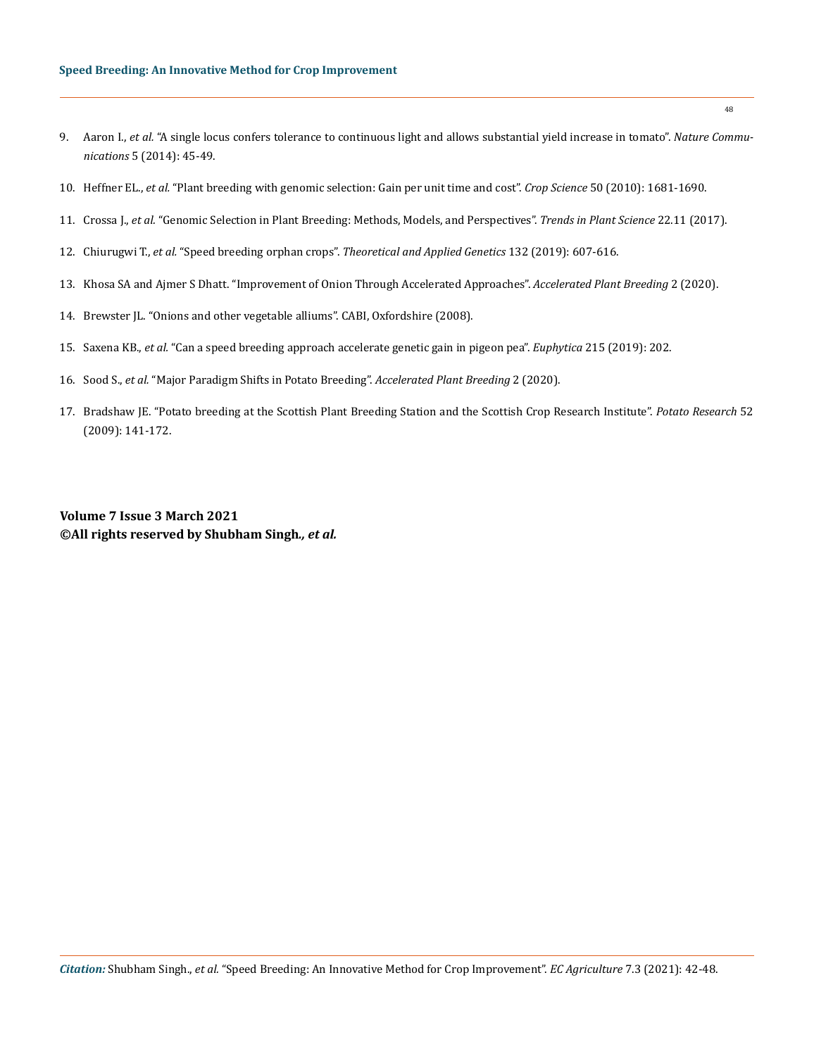9. Aaron I., *et al.* "A single locus confers tolerance to continuous light and allows substantial yield increase in tomato". *Nature Communications* 5 (2014): 45-49.

10. Heffner EL., *et al.* "Plant breeding with genomic selection: Gain per unit time and cost". *Crop Science* 50 (2010): 1681-1690.

11. Crossa J., *et al.* "Genomic Selection in Plant Breeding: Methods, Models, and Perspectives". *Trends in Plant Science* 22.11 (2017).

12. Chiurugwi T., *et al.* "Speed breeding orphan crops". *Theoretical and Applied Genetics* 132 (2019): 607-616.

13. Khosa SA and Ajmer S Dhatt. "Improvement of Onion Through Accelerated Approaches". *Accelerated Plant Breeding* 2 (2020).

14. Brewster JL. "Onions and other vegetable alliums". CABI, Oxfordshire (2008).

15. Saxena KB., *et al.* "Can a speed breeding approach accelerate genetic gain in pigeon pea". *Euphytica* 215 (2019): 202.

16. Sood S., *et al.* "Major Paradigm Shifts in Potato Breeding". *Accelerated Plant Breeding* 2 (2020).

17. Bradshaw JE. "Potato breeding at the Scottish Plant Breeding Station and the Scottish Crop Research Institute". *Potato Research* 52 (2009): 141-172.

**Volume 7 Issue 3 March 2021**
**©All rights reserved by Shubham Singh., *et al.***